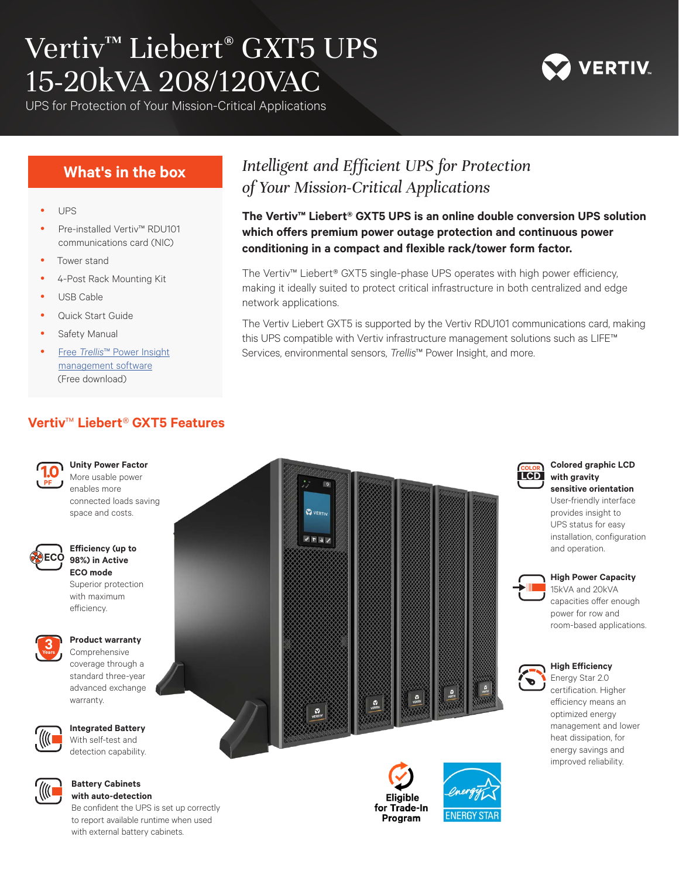# Vertiv™ Liebert® GXT5 UPS 15-20kVA 208/120VAC

UPS for Protection of Your Mission-Critical Applications

## What's in the box

- UPS
- Pre-installed Vertiv™ RDU101 communications card (NIC)
- Tower stand
- 4-Post Rack Mounting Kit
- USB Cable
- Quick Start Guide
- Safety Manual
- Free *Trellis*™ Power Insight management software (Free download)

## *Intelligent and Efficient UPS for Protection of Your Mission-Critical Applications*

**The Vertiv™ Liebert® GXT5 UPS is an online double conversion UPS solution which offers premium power outage protection and continuous power conditioning in a compact and flexible rack/tower form factor.**

The Vertiv™ Liebert® GXT5 single-phase UPS operates with high power efficiency, making it ideally suited to protect critical infrastructure in both centralized and edge network applications.

The Vertiv Liebert GXT5 is supported by the Vertiv RDU101 communications card, making this UPS compatible with Vertiv infrastructure management solutions such as LIFE™ Services, environmental sensors, *Trellis*™ Power Insight, and more.

## Vertiv™ Liebert® GXT5 Features

**Unity Power Factor**
More usable power enables more connected loads saving space and costs.

**Efficiency (up to 98%) in Active ECO mode**
Superior protection with maximum efficiency.

**Product warranty**
Comprehensive coverage through a standard three-year advanced exchange warranty.

**Integrated Battery**
With self-test and detection capability.

**Battery Cabinets with auto-detection**
Be confident the UPS is set up correctly to report available runtime when used with external battery cabinets.

**Colored graphic LCD with gravity sensitive orientation**
User-friendly interface provides insight to UPS status for easy installation, configuration and operation.

**High Power Capacity**
15kVA and 20kVA capacities offer enough power for row and room-based applications.

**High Efficiency**
Energy Star 2.0 certification. Higher efficiency means an optimized energy management and lower heat dissipation, for energy savings and improved reliability.

**Eligible for Trade-In Program**

ENERGY STAR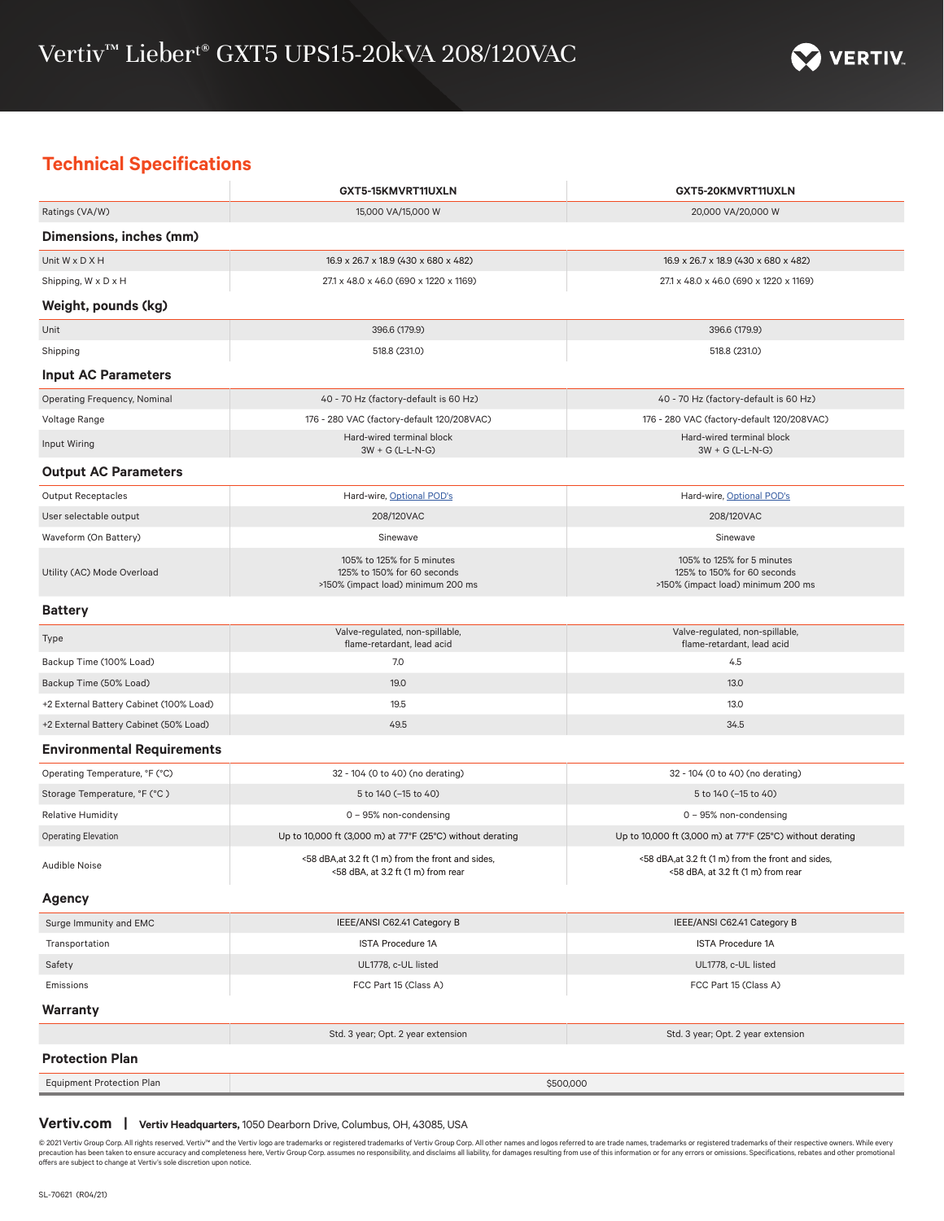# Vertiv™ Lieber‍t® GXT5 UPS15-20kVA 208/120VAC

## Technical Specifications

| | GXT5-15KMVRT11UXLN | GXT5-20KMVRT11UXLN |
|---|---|---|
| Ratings (VA/W) | 15,000 VA/15,000 W | 20,000 VA/20,000 W |
| **Dimensions, inches (mm)** | | |
| Unit W x D X H | 16.9 x 26.7 x 18.9 (430 x 680 x 482) | 16.9 x 26.7 x 18.9 (430 x 680 x 482) |
| Shipping, W x D x H | 27.1 x 48.0 x 46.0 (690 x 1220 x 1169) | 27.1 x 48.0 x 46.0 (690 x 1220 x 1169) |
| **Weight, pounds (kg)** | | |
| Unit | 396.6 (179.9) | 396.6 (179.9) |
| Shipping | 518.8 (231.0) | 518.8 (231.0) |
| **Input AC Parameters** | | |
| Operating Frequency, Nominal | 40 - 70 Hz (factory-default is 60 Hz) | 40 - 70 Hz (factory-default is 60 Hz) |
| Voltage Range | 176 - 280 VAC (factory-default 120/208VAC) | 176 - 280 VAC (factory-default 120/208VAC) |
| Input Wiring | Hard-wired terminal block<br>3W + G (L-L-N-G) | Hard-wired terminal block<br>3W + G (L-L-N-G) |
| **Output AC Parameters** | | |
| Output Receptacles | Hard-wire, Optional POD's | Hard-wire, Optional POD's |
| User selectable output | 208/120VAC | 208/120VAC |
| Waveform (On Battery) | Sinewave | Sinewave |
| Utility (AC) Mode Overload | 105% to 125% for 5 minutes<br>125% to 150% for 60 seconds<br>>150% (impact load) minimum 200 ms | 105% to 125% for 5 minutes<br>125% to 150% for 60 seconds<br>>150% (impact load) minimum 200 ms |
| **Battery** | | |
| Type | Valve-regulated, non-spillable,<br>flame-retardant, lead acid | Valve-regulated, non-spillable,<br>flame-retardant, lead acid |
| Backup Time (100% Load) | 7.0 | 4.5 |
| Backup Time (50% Load) | 19.0 | 13.0 |
| +2 External Battery Cabinet (100% Load) | 19.5 | 13.0 |
| +2 External Battery Cabinet (50% Load) | 49.5 | 34.5 |
| **Environmental Requirements** | | |
| Operating Temperature, °F (°C) | 32 - 104 (0 to 40) (no derating) | 32 - 104 (0 to 40) (no derating) |
| Storage Temperature, °F (°C ) | 5 to 140 (–15 to 40) | 5 to 140 (–15 to 40) |
| Relative Humidity | 0 – 95% non-condensing | 0 – 95% non-condensing |
| Operating Elevation | Up to 10,000 ft (3,000 m) at 77°F (25°C) without derating | Up to 10,000 ft (3,000 m) at 77°F (25°C) without derating |
| Audible Noise | <58 dBA,at 3.2 ft (1 m) from the front and sides,<br><58 dBA, at 3.2 ft (1 m) from rear | <58 dBA,at 3.2 ft (1 m) from the front and sides,<br><58 dBA, at 3.2 ft (1 m) from rear |
| **Agency** | | |
| Surge Immunity and EMC | IEEE/ANSI C62.41 Category B | IEEE/ANSI C62.41 Category B |
| Transportation | ISTA Procedure 1A | ISTA Procedure 1A |
| Safety | UL1778, c-UL listed | UL1778, c-UL listed |
| Emissions | FCC Part 15 (Class A) | FCC Part 15 (Class A) |
| **Warranty** | | |
| | Std. 3 year; Opt. 2 year extension | Std. 3 year; Opt. 2 year extension |
| **Protection Plan** | | |
| Equipment Protection Plan | $500,000 | |

**Vertiv.com** | **Vertiv Headquarters,** 1050 Dearborn Drive, Columbus, OH, 43085, USA

© 2021 Vertiv Group Corp. All rights reserved. Vertiv™ and the Vertiv logo are trademarks or registered trademarks of Vertiv Group Corp. All other names and logos referred to are trade names, trademarks or registered trademarks of their respective owners. While every precaution has been taken to ensure accuracy and completeness here, Vertiv Group Corp. assumes no responsibility, and disclaims all liability, for damages resulting from use of this information or for any errors or omissions. Specifications, rebates and other promotional offers are subject to change at Vertiv's sole discretion upon notice.

SL-70621 (R04/21)